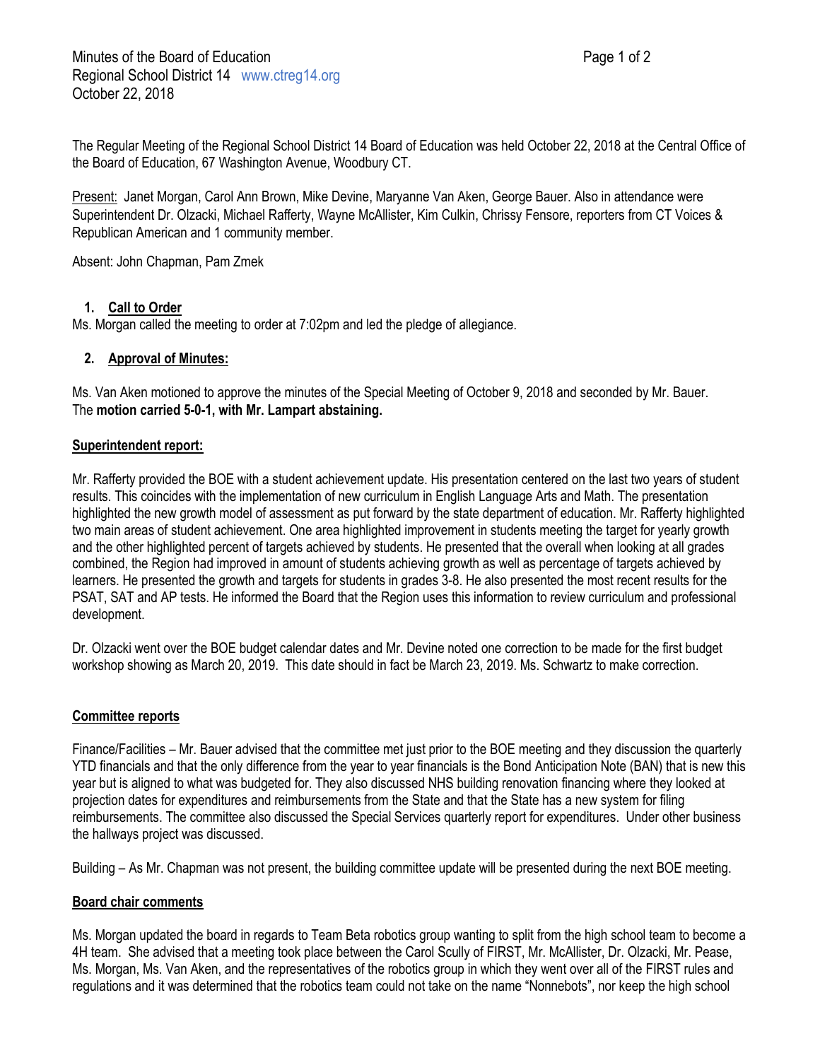Minutes of the Board of Education
Regional School District 14 www.ctreg14.org
October 22, 2018

The Regular Meeting of the Regional School District 14 Board of Education was held October 22, 2018 at the Central Office of the Board of Education, 67 Washington Avenue, Woodbury CT.

Present: Janet Morgan, Carol Ann Brown, Mike Devine, Maryanne Van Aken, George Bauer. Also in attendance were Superintendent Dr. Olzacki, Michael Rafferty, Wayne McAllister, Kim Culkin, Chrissy Fensore, reporters from CT Voices & Republican American and 1 community member.

Absent: John Chapman, Pam Zmek

1. **Call to Order**

Ms. Morgan called the meeting to order at 7:02pm and led the pledge of allegiance.

2. **Approval of Minutes:**

Ms. Van Aken motioned to approve the minutes of the Special Meeting of October 9, 2018 and seconded by Mr. Bauer. The **motion carried 5-0-1, with Mr. Lampart abstaining.**

**Superintendent report:**

Mr. Rafferty provided the BOE with a student achievement update. His presentation centered on the last two years of student results. This coincides with the implementation of new curriculum in English Language Arts and Math. The presentation highlighted the new growth model of assessment as put forward by the state department of education. Mr. Rafferty highlighted two main areas of student achievement. One area highlighted improvement in students meeting the target for yearly growth and the other highlighted percent of targets achieved by students. He presented that the overall when looking at all grades combined, the Region had improved in amount of students achieving growth as well as percentage of targets achieved by learners. He presented the growth and targets for students in grades 3-8. He also presented the most recent results for the PSAT, SAT and AP tests. He informed the Board that the Region uses this information to review curriculum and professional development.

Dr. Olzacki went over the BOE budget calendar dates and Mr. Devine noted one correction to be made for the first budget workshop showing as March 20, 2019. This date should in fact be March 23, 2019. Ms. Schwartz to make correction.

**Committee reports**

Finance/Facilities – Mr. Bauer advised that the committee met just prior to the BOE meeting and they discussion the quarterly YTD financials and that the only difference from the year to year financials is the Bond Anticipation Note (BAN) that is new this year but is aligned to what was budgeted for. They also discussed NHS building renovation financing where they looked at projection dates for expenditures and reimbursements from the State and that the State has a new system for filing reimbursements. The committee also discussed the Special Services quarterly report for expenditures. Under other business the hallways project was discussed.

Building – As Mr. Chapman was not present, the building committee update will be presented during the next BOE meeting.

**Board chair comments**

Ms. Morgan updated the board in regards to Team Beta robotics group wanting to split from the high school team to become a 4H team. She advised that a meeting took place between the Carol Scully of FIRST, Mr. McAllister, Dr. Olzacki, Mr. Pease, Ms. Morgan, Ms. Van Aken, and the representatives of the robotics group in which they went over all of the FIRST rules and regulations and it was determined that the robotics team could not take on the name "Nonnebots", nor keep the high school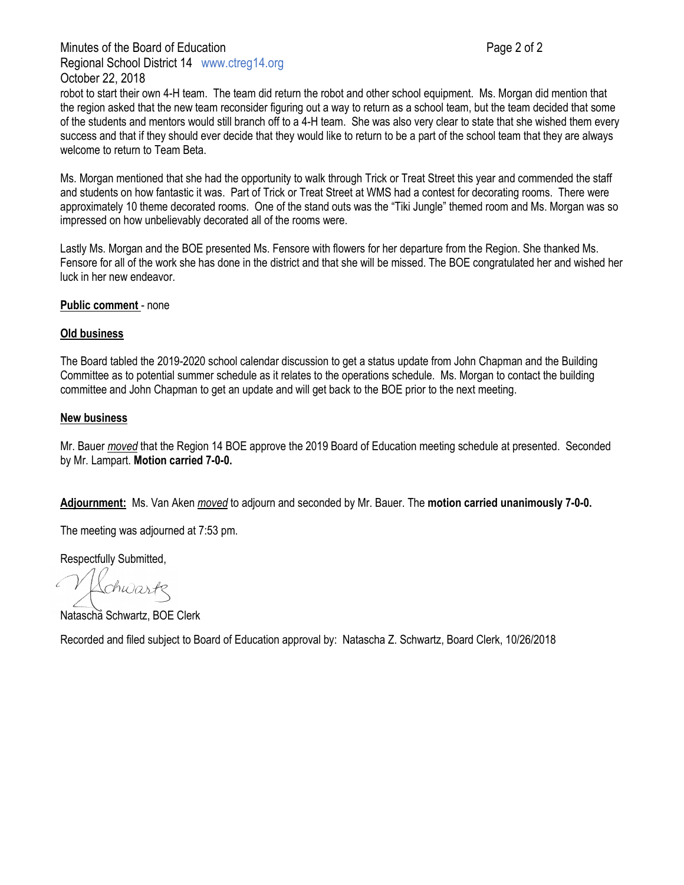robot to start their own 4-H team. The team did return the robot and other school equipment. Ms. Morgan did mention that the region asked that the new team reconsider figuring out a way to return as a school team, but the team decided that some of the students and mentors would still branch off to a 4-H team. She was also very clear to state that she wished them every success and that if they should ever decide that they would like to return to be a part of the school team that they are always welcome to return to Team Beta.

Ms. Morgan mentioned that she had the opportunity to walk through Trick or Treat Street this year and commended the staff and students on how fantastic it was. Part of Trick or Treat Street at WMS had a contest for decorating rooms. There were approximately 10 theme decorated rooms. One of the stand outs was the "Tiki Jungle" themed room and Ms. Morgan was so impressed on how unbelievably decorated all of the rooms were.

Lastly Ms. Morgan and the BOE presented Ms. Fensore with flowers for her departure from the Region. She thanked Ms. Fensore for all of the work she has done in the district and that she will be missed. The BOE congratulated her and wished her luck in her new endeavor.

**Public comment** - none

**Old business**

The Board tabled the 2019-2020 school calendar discussion to get a status update from John Chapman and the Building Committee as to potential summer schedule as it relates to the operations schedule. Ms. Morgan to contact the building committee and John Chapman to get an update and will get back to the BOE prior to the next meeting.

**New business**

Mr. Bauer *moved* that the Region 14 BOE approve the 2019 Board of Education meeting schedule at presented. Seconded by Mr. Lampart. **Motion carried 7-0-0.**

**Adjournment:** Ms. Van Aken *moved* to adjourn and seconded by Mr. Bauer. The **motion carried unanimously 7-0-0.**

The meeting was adjourned at 7:53 pm.

Respectfully Submitted,

Natascha Schwartz, BOE Clerk

Recorded and filed subject to Board of Education approval by: Natascha Z. Schwartz, Board Clerk, 10/26/2018